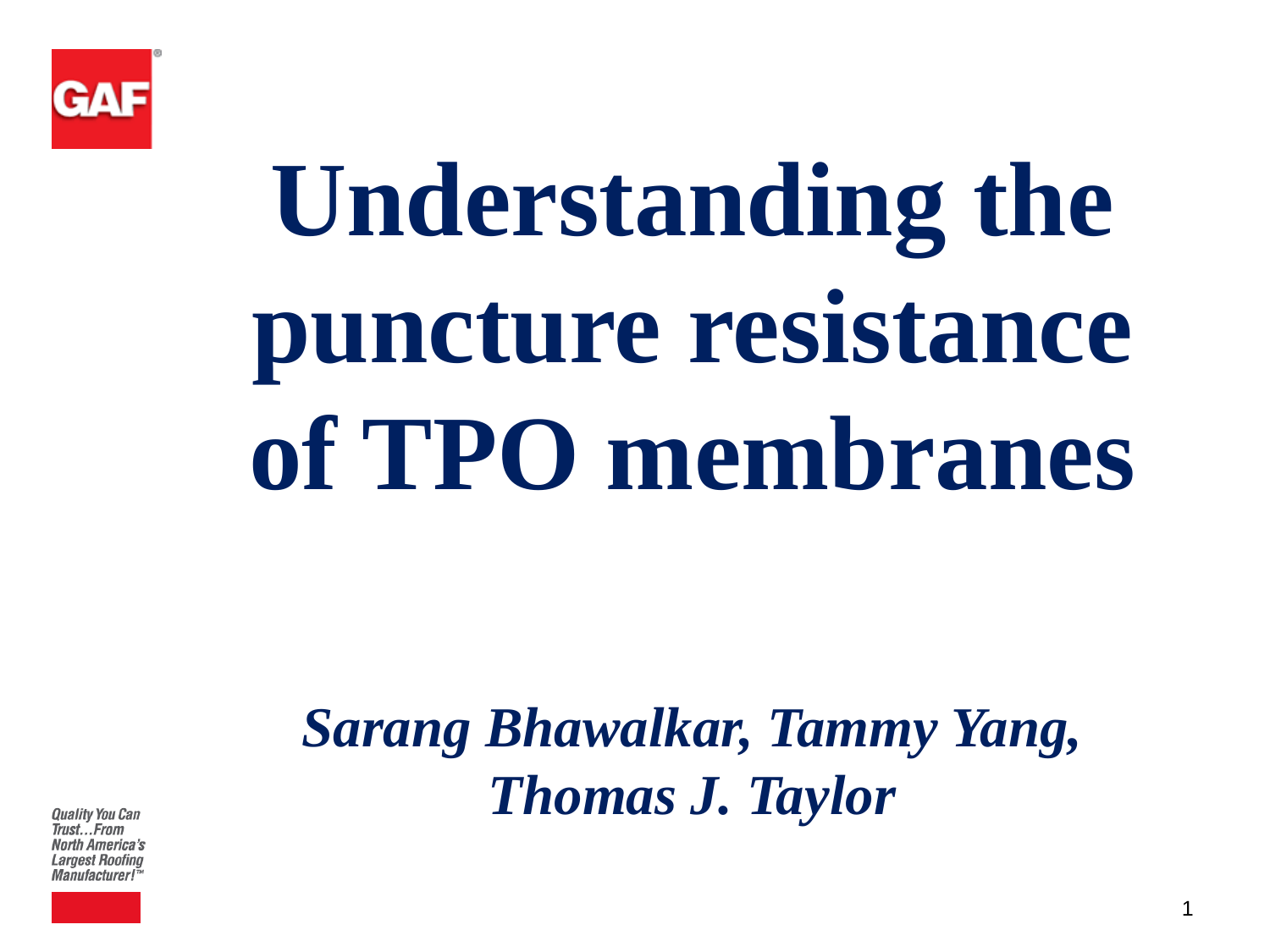# Understanding the puncture resistance of TPO membranes

*Sarang Bhawalkar, Tammy Yang, Thomas J. Taylor*

*Quality You Can Trust…From North America's Largest Roofing Manufacturer!™*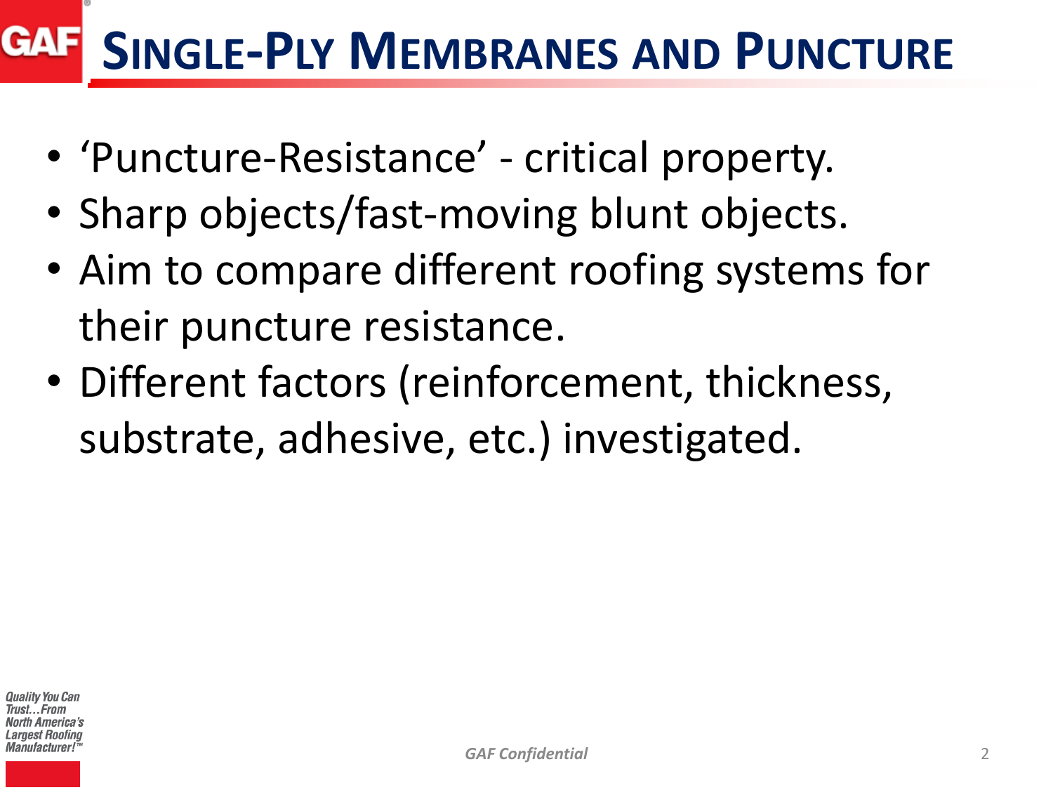# Single-Ply Membranes and Puncture

- 'Puncture-Resistance' - critical property.
- Sharp objects/fast-moving blunt objects.
- Aim to compare different roofing systems for their puncture resistance.
- Different factors (reinforcement, thickness, substrate, adhesive, etc.) investigated.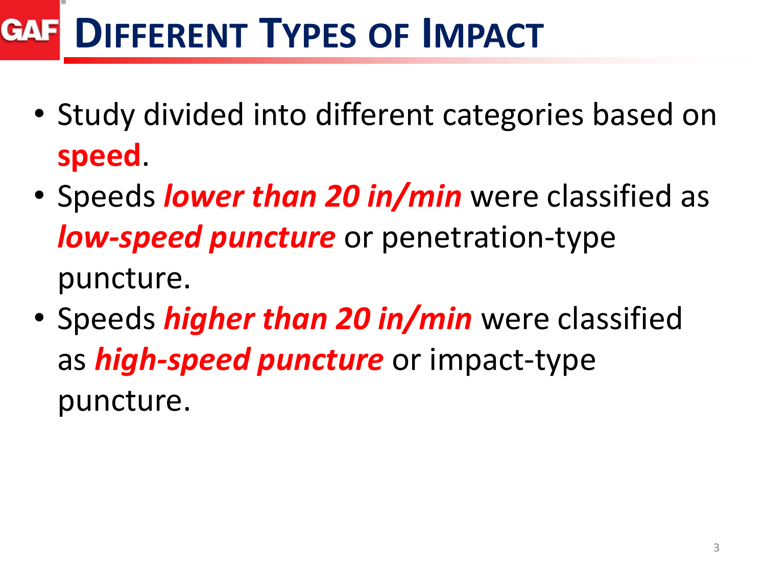# Different Types of Impact

- Study divided into different categories based on **speed**.
- Speeds ***lower than 20 in/min*** were classified as ***low-speed puncture*** or penetration-type puncture.
- Speeds ***higher than 20 in/min*** were classified as ***high-speed puncture*** or impact-type puncture.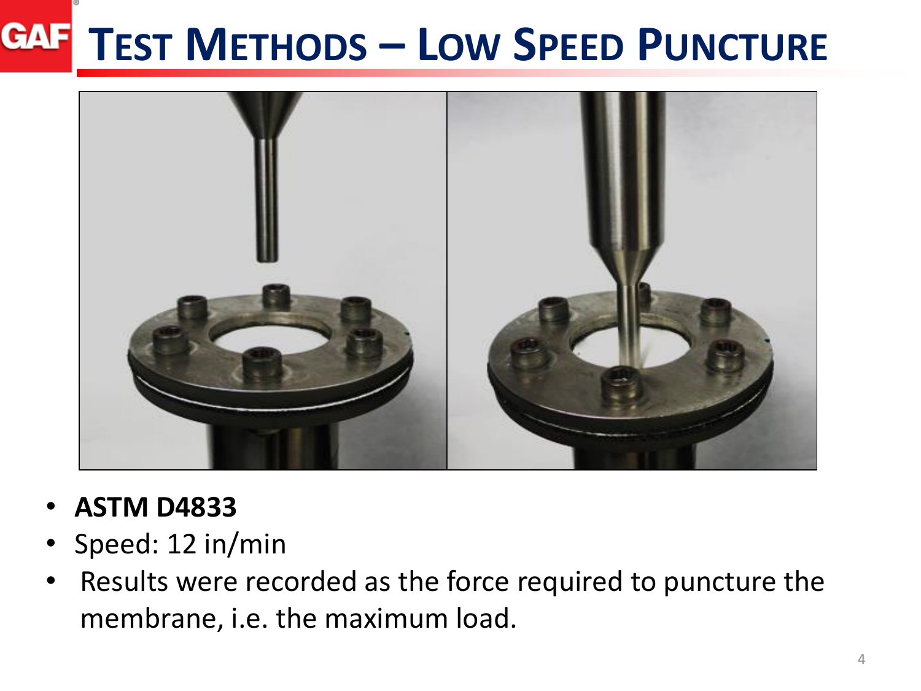# Test Methods – Low Speed Puncture

- **ASTM D4833**
- Speed: 12 in/min
- Results were recorded as the force required to puncture the membrane, i.e. the maximum load.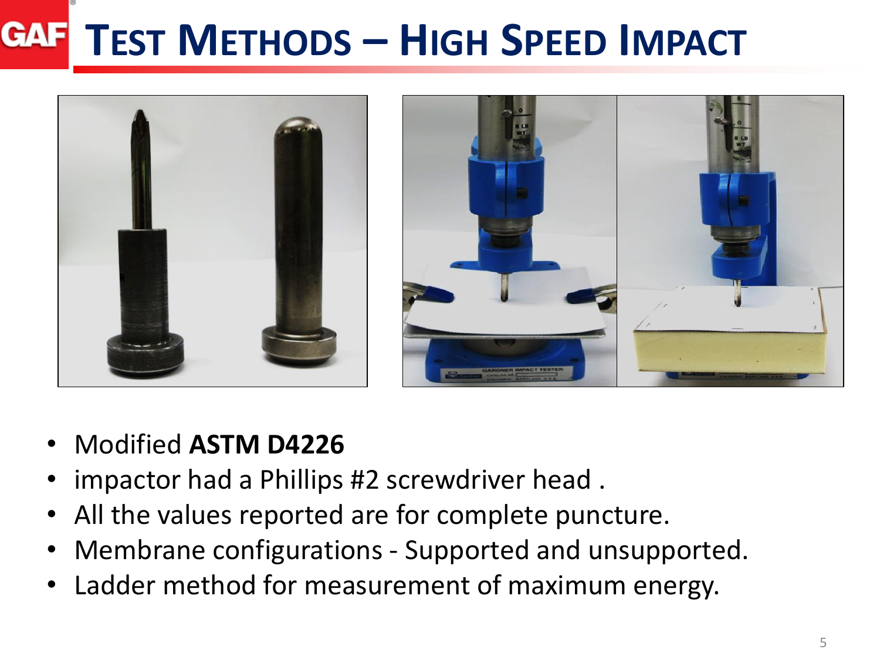# Test Methods – High Speed Impact

- Modified **ASTM D4226**
- impactor had a Phillips #2 screwdriver head .
- All the values reported are for complete puncture.
- Membrane configurations - Supported and unsupported.
- Ladder method for measurement of maximum energy.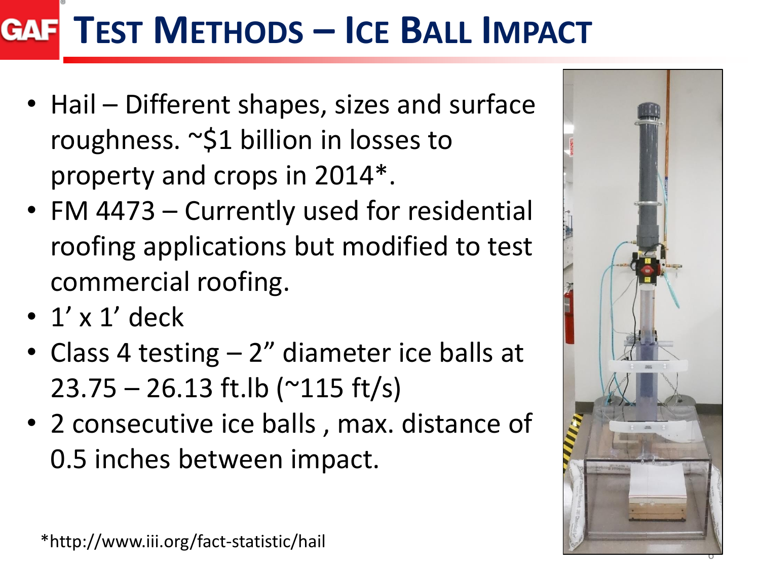# GAF Test Methods – Ice Ball Impact

- Hail – Different shapes, sizes and surface roughness. ~$1 billion in losses to property and crops in 2014*.
- FM 4473 – Currently used for residential roofing applications but modified to test commercial roofing.
- 1’ x 1’ deck
- Class 4 testing – 2” diameter ice balls at 23.75 – 26.13 ft.lb (~115 ft/s)
- 2 consecutive ice balls , max. distance of 0.5 inches between impact.

*http://www.iii.org/fact-statistic/hail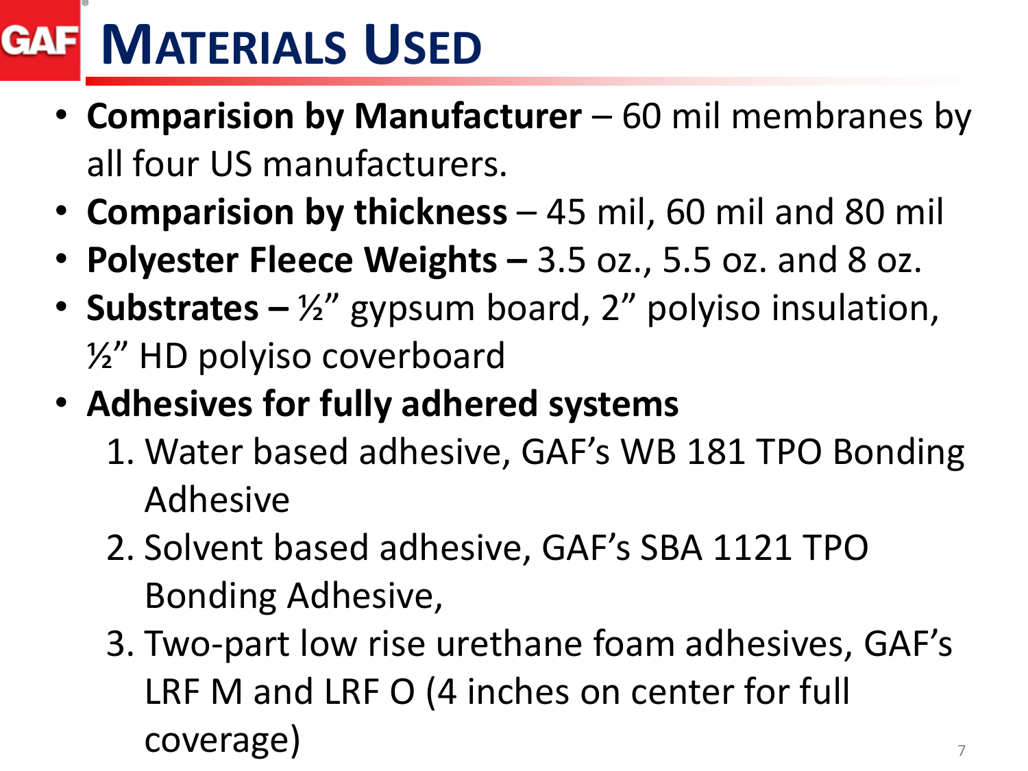# Materials Used

- **Comparision by Manufacturer** – 60 mil membranes by all four US manufacturers.
- **Comparision by thickness** – 45 mil, 60 mil and 80 mil
- **Polyester Fleece Weights –** 3.5 oz., 5.5 oz. and 8 oz.
- **Substrates –** ½” gypsum board, 2” polyiso insulation, ½” HD polyiso coverboard
- **Adhesives for fully adhered systems**
  1. Water based adhesive, GAF’s WB 181 TPO Bonding Adhesive
  2. Solvent based adhesive, GAF’s SBA 1121 TPO Bonding Adhesive,
  3. Two-part low rise urethane foam adhesives, GAF’s LRF M and LRF O (4 inches on center for full coverage)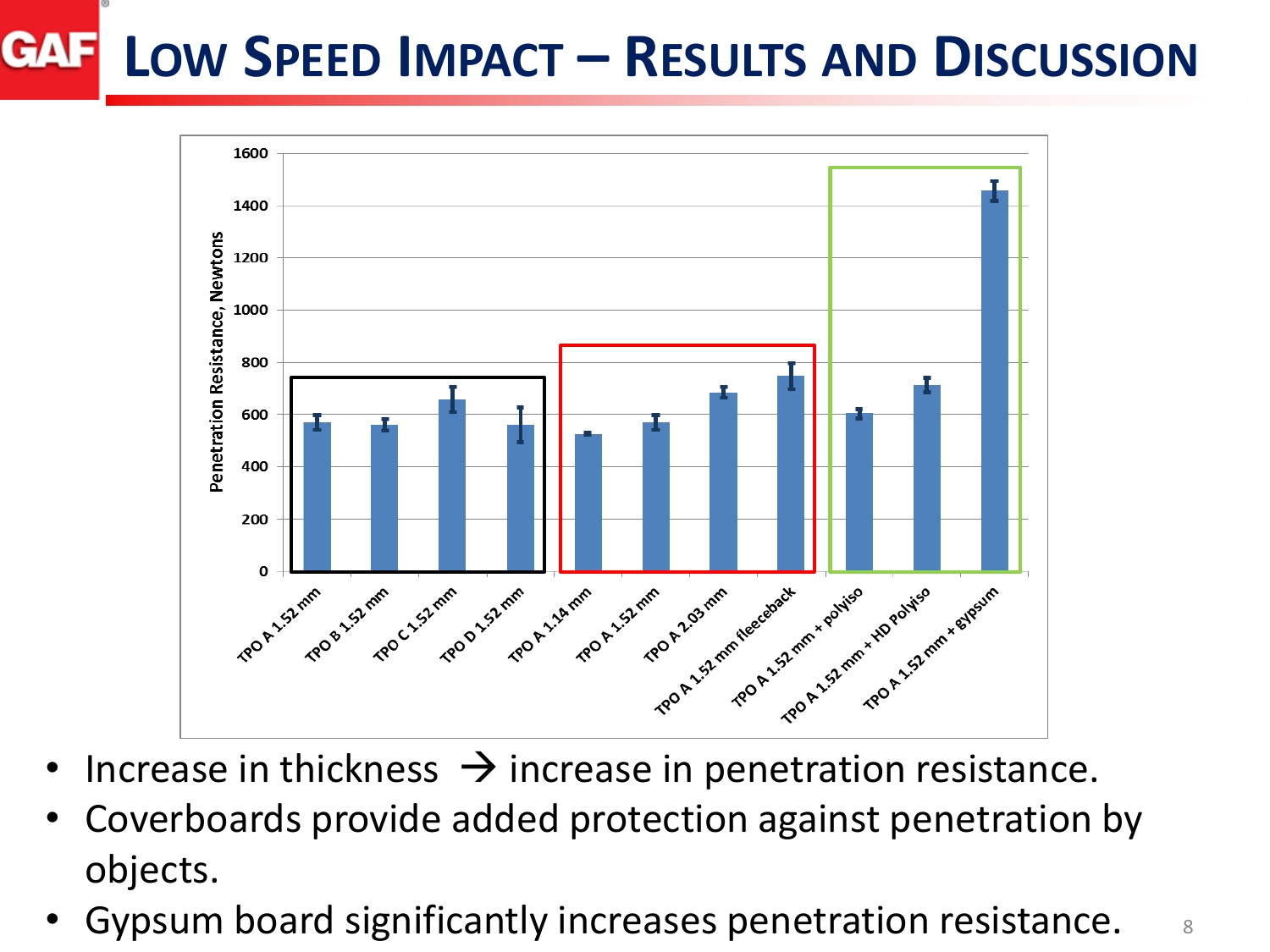# Low Speed Impact – Results and Discussion

- Increase in thickness → increase in penetration resistance.
- Coverboards provide added protection against penetration by objects.
- Gypsum board significantly increases penetration resistance.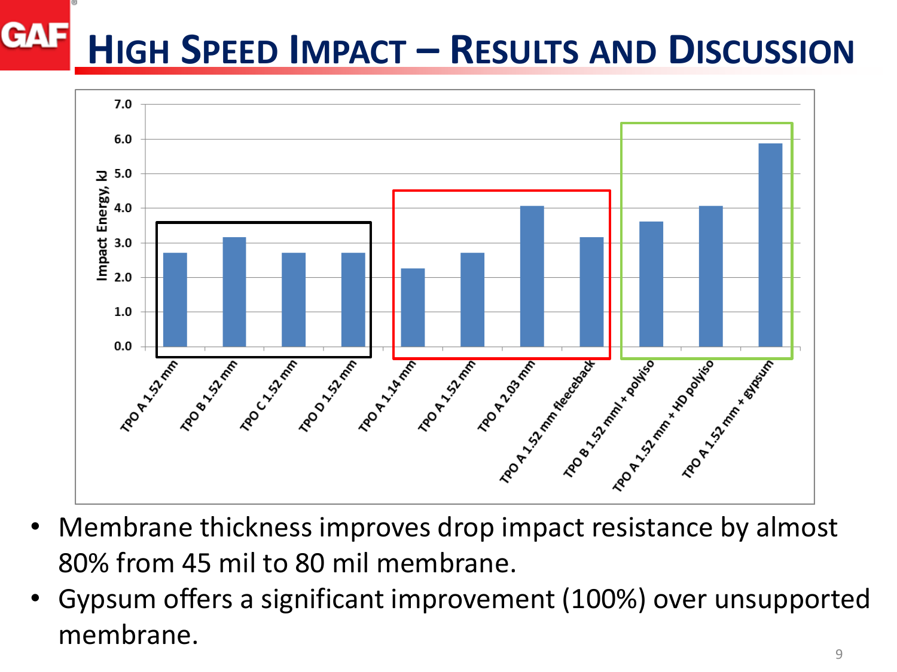# High Speed Impact – Results and Discussion

- Membrane thickness improves drop impact resistance by almost 80% from 45 mil to 80 mil membrane.
- Gypsum offers a significant improvement (100%) over unsupported membrane.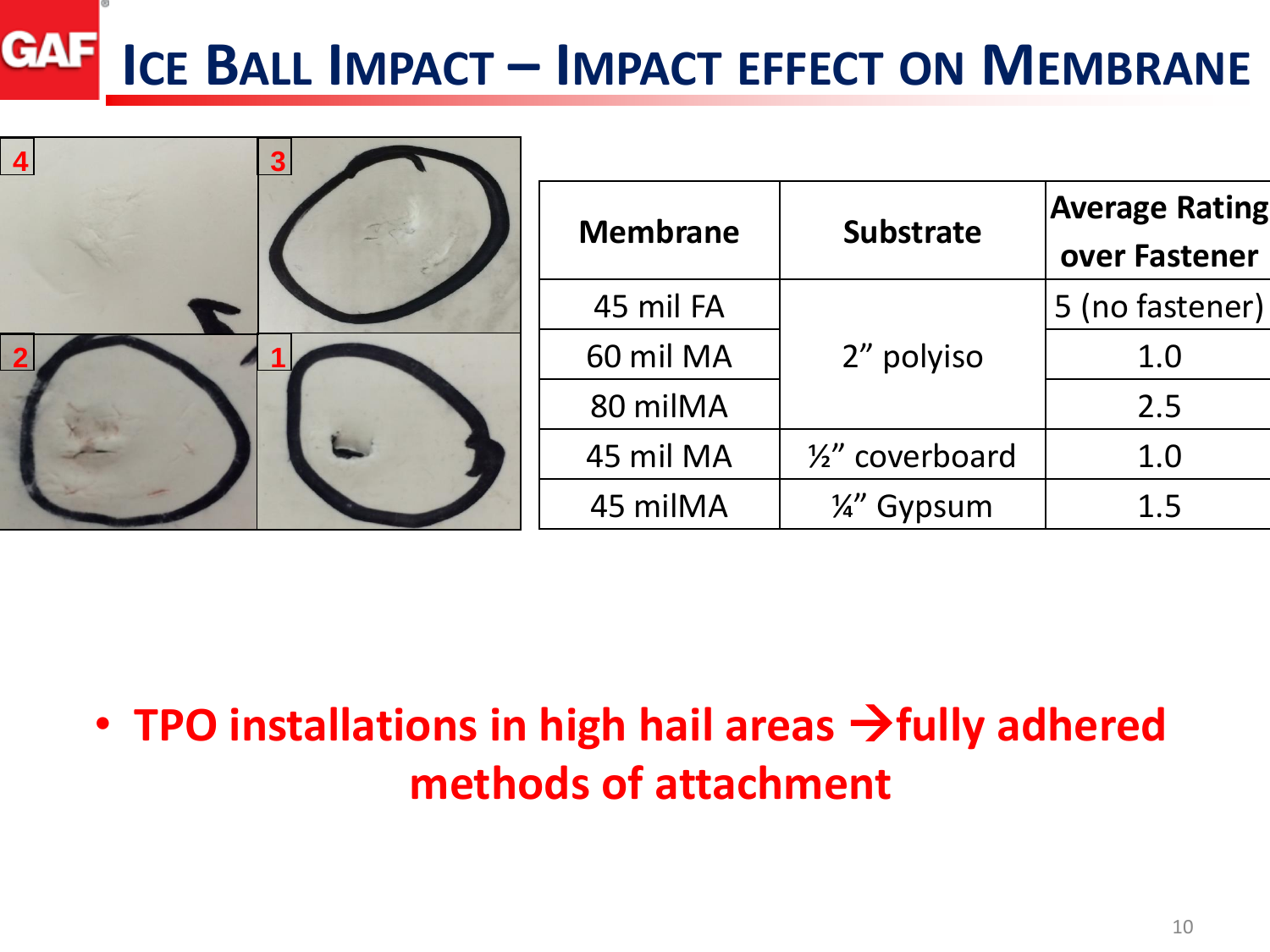# Ice Ball Impact – Impact effect on Membrane

| Membrane | Substrate | Average Rating over Fastener |
|---|---|---|
| 45 mil FA | 2" polyiso | 5 (no fastener) |
| 60 mil MA | | 1.0 |
| 80 milMA | | 2.5 |
| 45 mil MA | ½" coverboard | 1.0 |
| 45 milMA | ¼" Gypsum | 1.5 |

- **TPO installations in high hail areas →fully adhered methods of attachment**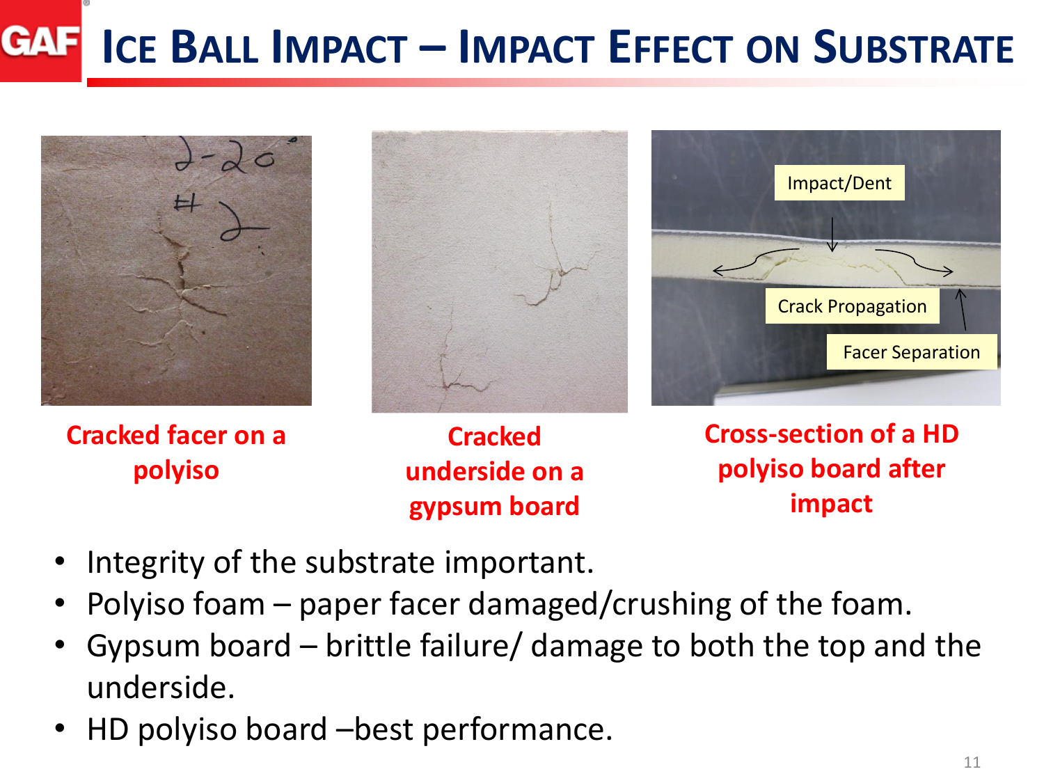# Ice Ball Impact – Impact Effect on Substrate

Cracked facer on a polyiso

Cracked underside on a gypsum board

Cross-section of a HD polyiso board after impact

- Integrity of the substrate important.
- Polyiso foam – paper facer damaged/crushing of the foam.
- Gypsum board – brittle failure/ damage to both the top and the underside.
- HD polyiso board –best performance.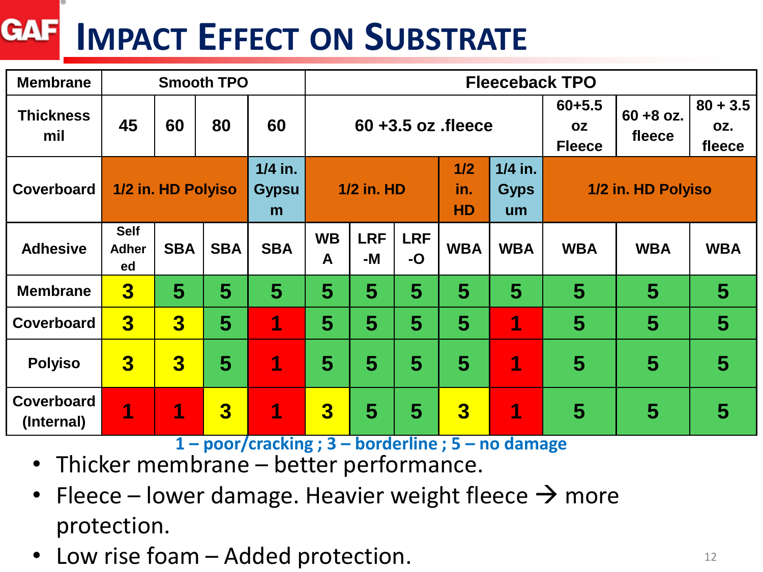# Impact Effect on Substrate

| Membrane | Smooth TPO | | | | Fleeceback TPO | | | | | | | |
|---|---|---|---|---|---|---|---|---|---|---|---|---|
| Thickness mil | 45 | 60 | 80 | 60 | 60 +3.5 oz .fleece | | | | | 60+5.5 oz Fleece | 60 +8 oz. fleece | 80 + 3.5 oz. fleece |
| Coverboard | 1/2 in. HD Polyiso | | | 1/4 in. Gypsum | 1/2 in. HD | | | 1/2 in. HD | 1/4 in. Gypsum | 1/2 in. HD Polyiso | | |
| Adhesive | Self Adhered | SBA | SBA | SBA | WBA | LRF-M | LRF-O | WBA | WBA | WBA | WBA | WBA |
| Membrane | 3 | 5 | 5 | 5 | 5 | 5 | 5 | 5 | 5 | 5 | 5 | 5 |
| Coverboard | 3 | 3 | 5 | 1 | 5 | 5 | 5 | 5 | 1 | 5 | 5 | 5 |
| Polyiso | 3 | 3 | 5 | 1 | 5 | 5 | 5 | 5 | 1 | 5 | 5 | 5 |
| Coverboard (Internal) | 1 | 1 | 3 | 1 | 3 | 5 | 5 | 3 | 1 | 5 | 5 | 5 |

1 – poor/cracking ; 3 – borderline ; 5 – no damage

- Thicker membrane – better performance.
- Fleece – lower damage. Heavier weight fleece → more protection.
- Low rise foam – Added protection.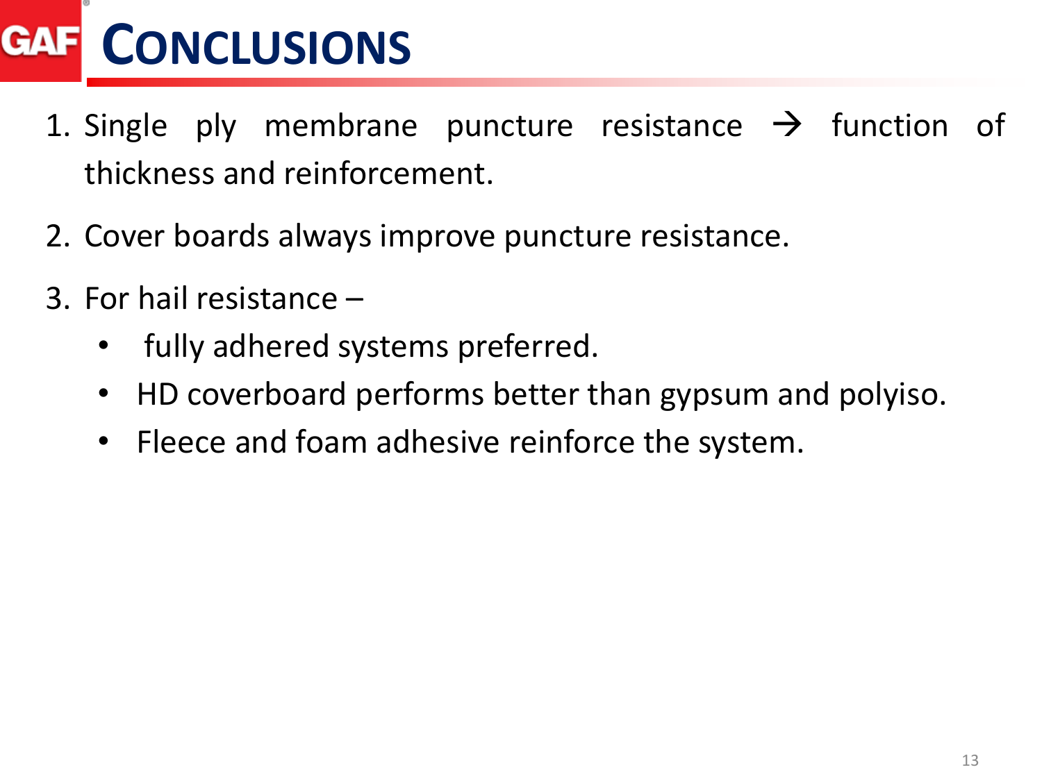# CONCLUSIONS

1. Single ply membrane puncture resistance → function of thickness and reinforcement.
2. Cover boards always improve puncture resistance.
3. For hail resistance –
   - fully adhered systems preferred.
   - HD coverboard performs better than gypsum and polyiso.
   - Fleece and foam adhesive reinforce the system.